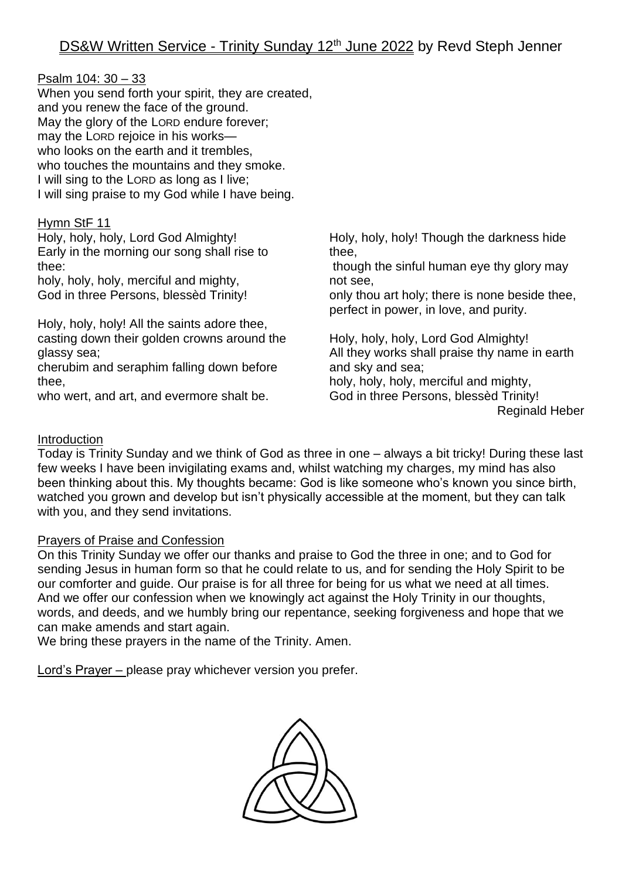# DS&W Written Service - Trinity Sunday 12th June 2022 by Revd Steph Jenner

## Psalm 104: 30 – 33

When you send forth your spirit, they are created,
and you renew the face of the ground.
May the glory of the LORD endure forever;
may the LORD rejoice in his works—
who looks on the earth and it trembles,
who touches the mountains and they smoke.
I will sing to the LORD as long as I live;
I will sing praise to my God while I have being.

## Hymn StF 11

Holy, holy, holy, Lord God Almighty!
Early in the morning our song shall rise to thee:
holy, holy, holy, merciful and mighty,
God in three Persons, blessèd Trinity!

Holy, holy, holy! All the saints adore thee,
casting down their golden crowns around the glassy sea;
cherubim and seraphim falling down before thee,
who wert, and art, and evermore shalt be.

Holy, holy, holy! Though the darkness hide thee,
though the sinful human eye thy glory may not see,
only thou art holy; there is none beside thee,
perfect in power, in love, and purity.

Holy, holy, holy, Lord God Almighty!
All they works shall praise thy name in earth and sky and sea;
holy, holy, holy, merciful and mighty,
God in three Persons, blessèd Trinity!

Reginald Heber

## Introduction

Today is Trinity Sunday and we think of God as three in one – always a bit tricky! During these last few weeks I have been invigilating exams and, whilst watching my charges, my mind has also been thinking about this. My thoughts became: God is like someone who's known you since birth, watched you grown and develop but isn't physically accessible at the moment, but they can talk with you, and they send invitations.

## Prayers of Praise and Confession

On this Trinity Sunday we offer our thanks and praise to God the three in one; and to God for sending Jesus in human form so that he could relate to us, and for sending the Holy Spirit to be our comforter and guide. Our praise is for all three for being for us what we need at all times. And we offer our confession when we knowingly act against the Holy Trinity in our thoughts, words, and deeds, and we humbly bring our repentance, seeking forgiveness and hope that we can make amends and start again.
We bring these prayers in the name of the Trinity. Amen.

Lord's Prayer – please pray whichever version you prefer.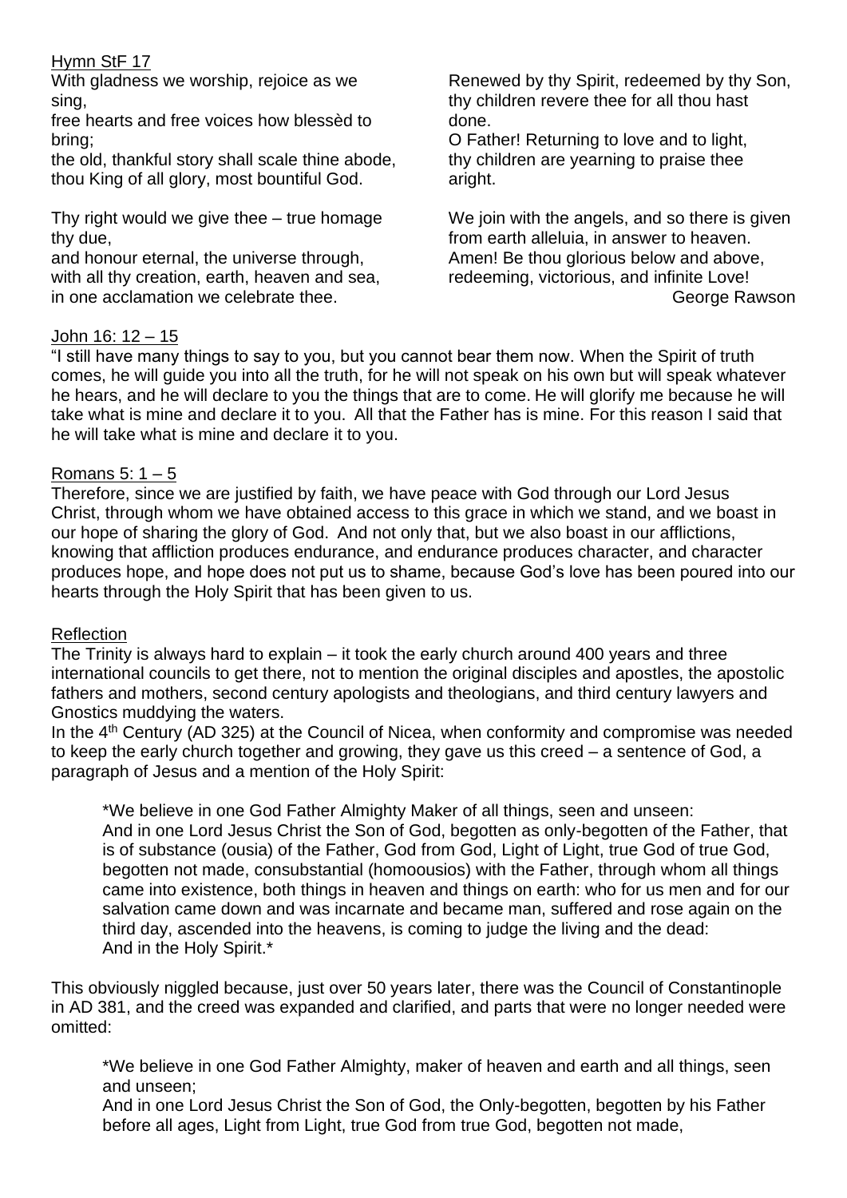Hymn StF 17

With gladness we worship, rejoice as we sing,
free hearts and free voices how blessèd to bring;
the old, thankful story shall scale thine abode,
thou King of all glory, most bountiful God.

Thy right would we give thee – true homage thy due,
and honour eternal, the universe through,
with all thy creation, earth, heaven and sea,
in one acclamation we celebrate thee.

Renewed by thy Spirit, redeemed by thy Son,
thy children revere thee for all thou hast done.
O Father! Returning to love and to light,
thy children are yearning to praise thee aright.

We join with the angels, and so there is given
from earth alleluia, in answer to heaven.
Amen! Be thou glorious below and above,
redeeming, victorious, and infinite Love!

George Rawson

John 16: 12 – 15

"I still have many things to say to you, but you cannot bear them now. When the Spirit of truth comes, he will guide you into all the truth, for he will not speak on his own but will speak whatever he hears, and he will declare to you the things that are to come. He will glorify me because he will take what is mine and declare it to you. All that the Father has is mine. For this reason I said that he will take what is mine and declare it to you.

Romans 5: 1 – 5

Therefore, since we are justified by faith, we have peace with God through our Lord Jesus Christ, through whom we have obtained access to this grace in which we stand, and we boast in our hope of sharing the glory of God. And not only that, but we also boast in our afflictions, knowing that affliction produces endurance, and endurance produces character, and character produces hope, and hope does not put us to shame, because God's love has been poured into our hearts through the Holy Spirit that has been given to us.

Reflection

The Trinity is always hard to explain – it took the early church around 400 years and three international councils to get there, not to mention the original disciples and apostles, the apostolic fathers and mothers, second century apologists and theologians, and third century lawyers and Gnostics muddying the waters.

In the 4th Century (AD 325) at the Council of Nicea, when conformity and compromise was needed to keep the early church together and growing, they gave us this creed – a sentence of God, a paragraph of Jesus and a mention of the Holy Spirit:

> *We believe in one God Father Almighty Maker of all things, seen and unseen:
> And in one Lord Jesus Christ the Son of God, begotten as only-begotten of the Father, that is of substance (ousia) of the Father, God from God, Light of Light, true God of true God, begotten not made, consubstantial (homoousios) with the Father, through whom all things came into existence, both things in heaven and things on earth: who for us men and for our salvation came down and was incarnate and became man, suffered and rose again on the third day, ascended into the heavens, is coming to judge the living and the dead:
> And in the Holy Spirit.*

This obviously niggled because, just over 50 years later, there was the Council of Constantinople in AD 381, and the creed was expanded and clarified, and parts that were no longer needed were omitted:

> *We believe in one God Father Almighty, maker of heaven and earth and all things, seen and unseen;
> And in one Lord Jesus Christ the Son of God, the Only-begotten, begotten by his Father before all ages, Light from Light, true God from true God, begotten not made,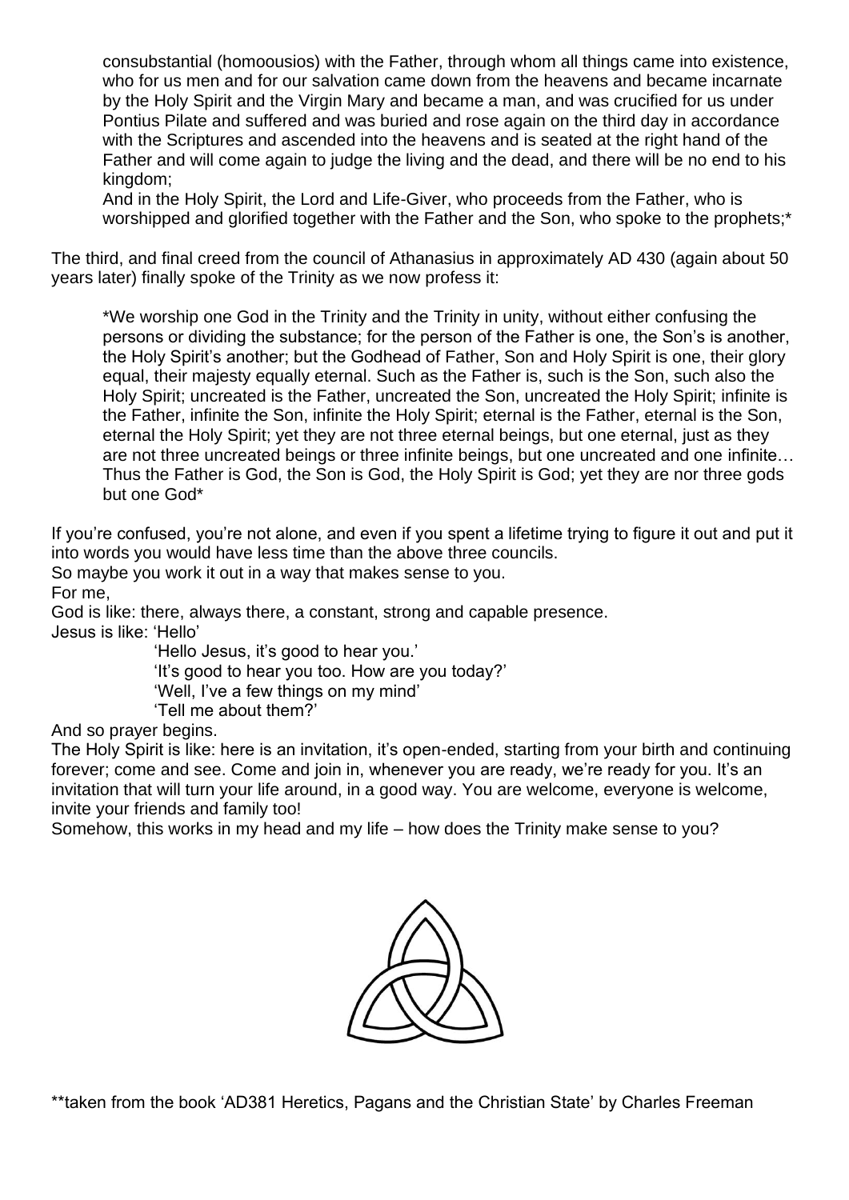consubstantial (homoousios) with the Father, through whom all things came into existence, who for us men and for our salvation came down from the heavens and became incarnate by the Holy Spirit and the Virgin Mary and became a man, and was crucified for us under Pontius Pilate and suffered and was buried and rose again on the third day in accordance with the Scriptures and ascended into the heavens and is seated at the right hand of the Father and will come again to judge the living and the dead, and there will be no end to his kingdom;
And in the Holy Spirit, the Lord and Life-Giver, who proceeds from the Father, who is worshipped and glorified together with the Father and the Son, who spoke to the prophets;*

The third, and final creed from the council of Athanasius in approximately AD 430 (again about 50 years later) finally spoke of the Trinity as we now profess it:

> *We worship one God in the Trinity and the Trinity in unity, without either confusing the persons or dividing the substance; for the person of the Father is one, the Son's is another, the Holy Spirit's another; but the Godhead of Father, Son and Holy Spirit is one, their glory equal, their majesty equally eternal. Such as the Father is, such is the Son, such also the Holy Spirit; uncreated is the Father, uncreated the Son, uncreated the Holy Spirit; infinite is the Father, infinite the Son, infinite the Holy Spirit; eternal is the Father, eternal is the Son, eternal the Holy Spirit; yet they are not three eternal beings, but one eternal, just as they are not three uncreated beings or three infinite beings, but one uncreated and one infinite… Thus the Father is God, the Son is God, the Holy Spirit is God; yet they are nor three gods but one God*

If you're confused, you're not alone, and even if you spent a lifetime trying to figure it out and put it into words you would have less time than the above three councils.
So maybe you work it out in a way that makes sense to you.
For me,
God is like: there, always there, a constant, strong and capable presence.
Jesus is like: 'Hello'

'Hello Jesus, it's good to hear you.'
'It's good to hear you too. How are you today?'
'Well, I've a few things on my mind'
'Tell me about them?'

And so prayer begins.
The Holy Spirit is like: here is an invitation, it's open-ended, starting from your birth and continuing forever; come and see. Come and join in, whenever you are ready, we're ready for you. It's an invitation that will turn your life around, in a good way. You are welcome, everyone is welcome, invite your friends and family too!
Somehow, this works in my head and my life – how does the Trinity make sense to you?

**taken from the book 'AD381 Heretics, Pagans and the Christian State' by Charles Freeman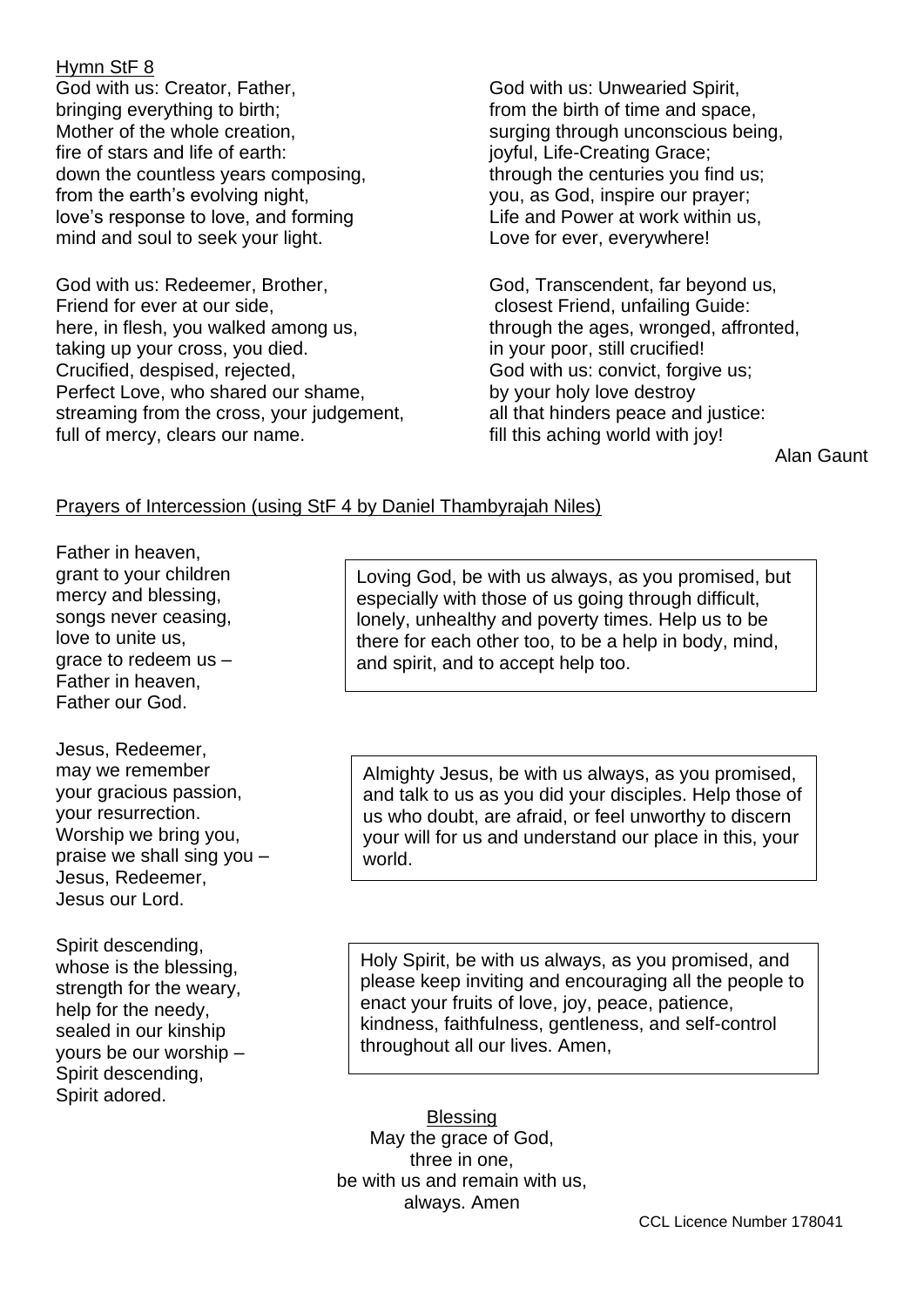Hymn StF 8

God with us: Creator, Father,
bringing everything to birth;
Mother of the whole creation,
fire of stars and life of earth:
down the countless years composing,
from the earth's evolving night,
love's response to love, and forming
mind and soul to seek your light.

God with us: Redeemer, Brother,
Friend for ever at our side,
here, in flesh, you walked among us,
taking up your cross, you died.
Crucified, despised, rejected,
Perfect Love, who shared our shame,
streaming from the cross, your judgement,
full of mercy, clears our name.

God with us: Unwearied Spirit,
from the birth of time and space,
surging through unconscious being,
joyful, Life-Creating Grace;
through the centuries you find us;
you, as God, inspire our prayer;
Life and Power at work within us,
Love for ever, everywhere!

God, Transcendent, far beyond us,
closest Friend, unfailing Guide:
through the ages, wronged, affronted,
in your poor, still crucified!
God with us: convict, forgive us;
by your holy love destroy
all that hinders peace and justice:
fill this aching world with joy!

Alan Gaunt

Prayers of Intercession (using StF 4 by Daniel Thambyrajah Niles)

Father in heaven,
grant to your children
mercy and blessing,
songs never ceasing,
love to unite us,
grace to redeem us –
Father in heaven,
Father our God.

Loving God, be with us always, as you promised, but especially with those of us going through difficult, lonely, unhealthy and poverty times. Help us to be there for each other too, to be a help in body, mind, and spirit, and to accept help too.

Jesus, Redeemer,
may we remember
your gracious passion,
your resurrection.
Worship we bring you,
praise we shall sing you –
Jesus, Redeemer,
Jesus our Lord.

Almighty Jesus, be with us always, as you promised, and talk to us as you did your disciples. Help those of us who doubt, are afraid, or feel unworthy to discern your will for us and understand our place in this, your world.

Spirit descending,
whose is the blessing,
strength for the weary,
help for the needy,
sealed in our kinship
yours be our worship –
Spirit descending,
Spirit adored.

Holy Spirit, be with us always, as you promised, and please keep inviting and encouraging all the people to enact your fruits of love, joy, peace, patience, kindness, faithfulness, gentleness, and self-control throughout all our lives. Amen,

Blessing

May the grace of God,
three in one,
be with us and remain with us,
always. Amen

CCL Licence Number 178041